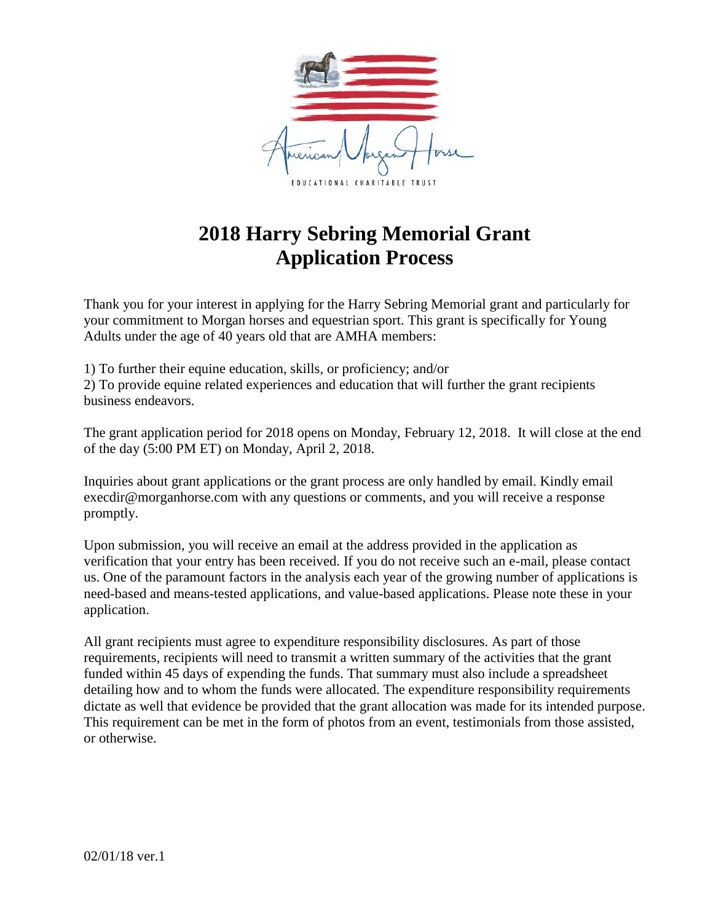# 2018 Harry Sebring Memorial Grant Application Process

Thank you for your interest in applying for the Harry Sebring Memorial grant and particularly for your commitment to Morgan horses and equestrian sport. This grant is specifically for Young Adults under the age of 40 years old that are AMHA members:

1) To further their equine education, skills, or proficiency; and/or
2) To provide equine related experiences and education that will further the grant recipients business endeavors.

The grant application period for 2018 opens on Monday, February 12, 2018. It will close at the end of the day (5:00 PM ET) on Monday, April 2, 2018.

Inquiries about grant applications or the grant process are only handled by email. Kindly email execdir@morganhorse.com with any questions or comments, and you will receive a response promptly.

Upon submission, you will receive an email at the address provided in the application as verification that your entry has been received. If you do not receive such an e-mail, please contact us. One of the paramount factors in the analysis each year of the growing number of applications is need-based and means-tested applications, and value-based applications. Please note these in your application.

All grant recipients must agree to expenditure responsibility disclosures. As part of those requirements, recipients will need to transmit a written summary of the activities that the grant funded within 45 days of expending the funds. That summary must also include a spreadsheet detailing how and to whom the funds were allocated. The expenditure responsibility requirements dictate as well that evidence be provided that the grant allocation was made for its intended purpose. This requirement can be met in the form of photos from an event, testimonials from those assisted, or otherwise.

02/01/18 ver.1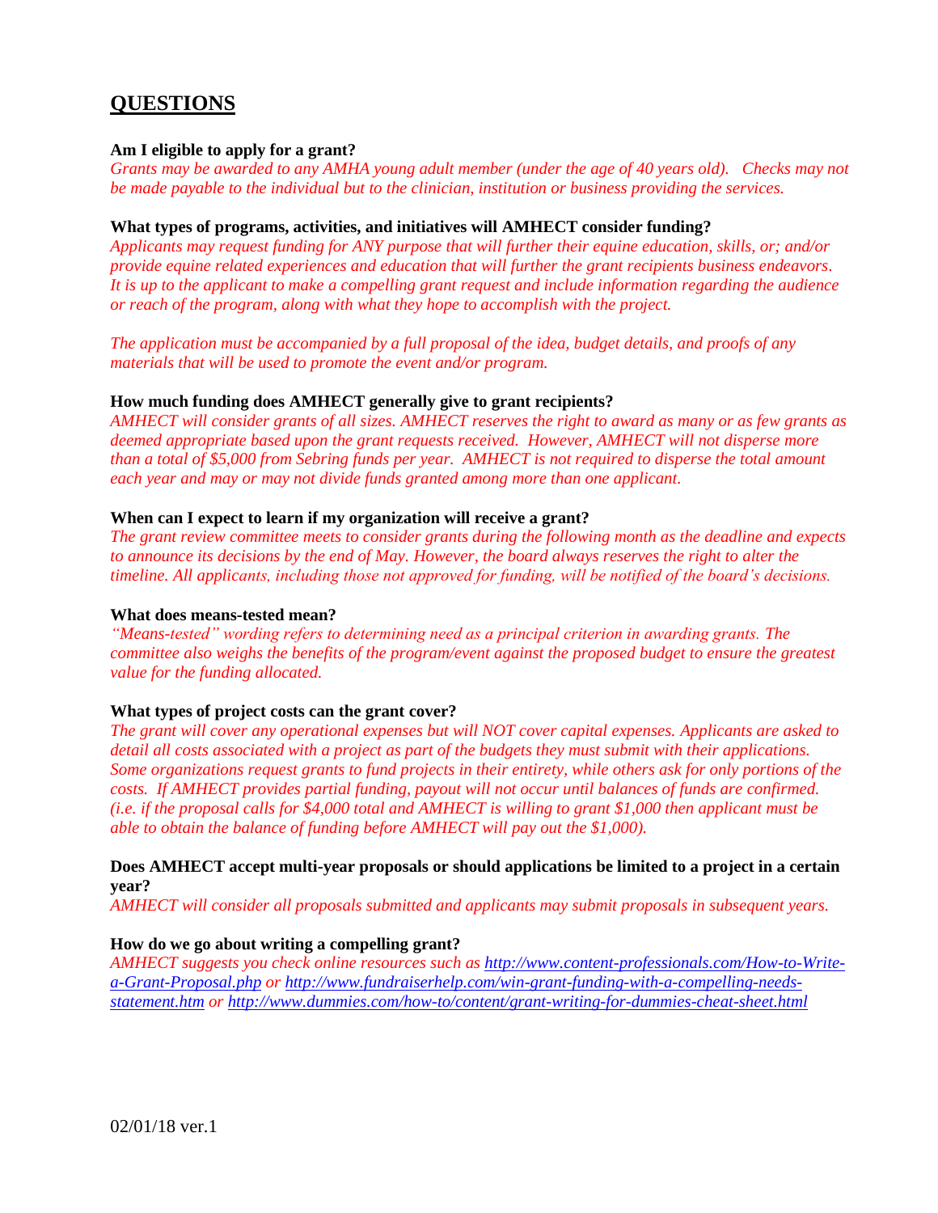## QUESTIONS

**Am I eligible to apply for a grant?**
*Grants may be awarded to any AMHA young adult member (under the age of 40 years old). Checks may not be made payable to the individual but to the clinician, institution or business providing the services.*

**What types of programs, activities, and initiatives will AMHECT consider funding?**
*Applicants may request funding for ANY purpose that will further their equine education, skills, or; and/or provide equine related experiences and education that will further the grant recipients business endeavors. It is up to the applicant to make a compelling grant request and include information regarding the audience or reach of the program, along with what they hope to accomplish with the project.*

*The application must be accompanied by a full proposal of the idea, budget details, and proofs of any materials that will be used to promote the event and/or program.*

**How much funding does AMHECT generally give to grant recipients?**
*AMHECT will consider grants of all sizes. AMHECT reserves the right to award as many or as few grants as deemed appropriate based upon the grant requests received. However, AMHECT will not disperse more than a total of $5,000 from Sebring funds per year. AMHECT is not required to disperse the total amount each year and may or may not divide funds granted among more than one applicant.*

**When can I expect to learn if my organization will receive a grant?**
*The grant review committee meets to consider grants during the following month as the deadline and expects to announce its decisions by the end of May. However, the board always reserves the right to alter the timeline. All applicants, including those not approved for funding, will be notified of the board's decisions.*

**What does means-tested mean?**
*"Means-tested" wording refers to determining need as a principal criterion in awarding grants. The committee also weighs the benefits of the program/event against the proposed budget to ensure the greatest value for the funding allocated.*

**What types of project costs can the grant cover?**
*The grant will cover any operational expenses but will NOT cover capital expenses. Applicants are asked to detail all costs associated with a project as part of the budgets they must submit with their applications. Some organizations request grants to fund projects in their entirety, while others ask for only portions of the costs. If AMHECT provides partial funding, payout will not occur until balances of funds are confirmed. (i.e. if the proposal calls for $4,000 total and AMHECT is willing to grant $1,000 then applicant must be able to obtain the balance of funding before AMHECT will pay out the $1,000).*

**Does AMHECT accept multi-year proposals or should applications be limited to a project in a certain year?**
*AMHECT will consider all proposals submitted and applicants may submit proposals in subsequent years.*

**How do we go about writing a compelling grant?**
*AMHECT suggests you check online resources such as* http://www.content-professionals.com/How-to-Write-a-Grant-Proposal.php *or* http://www.fundraiserhelp.com/win-grant-funding-with-a-compelling-needs-statement.htm *or* http://www.dummies.com/how-to/content/grant-writing-for-dummies-cheat-sheet.html

02/01/18 ver.1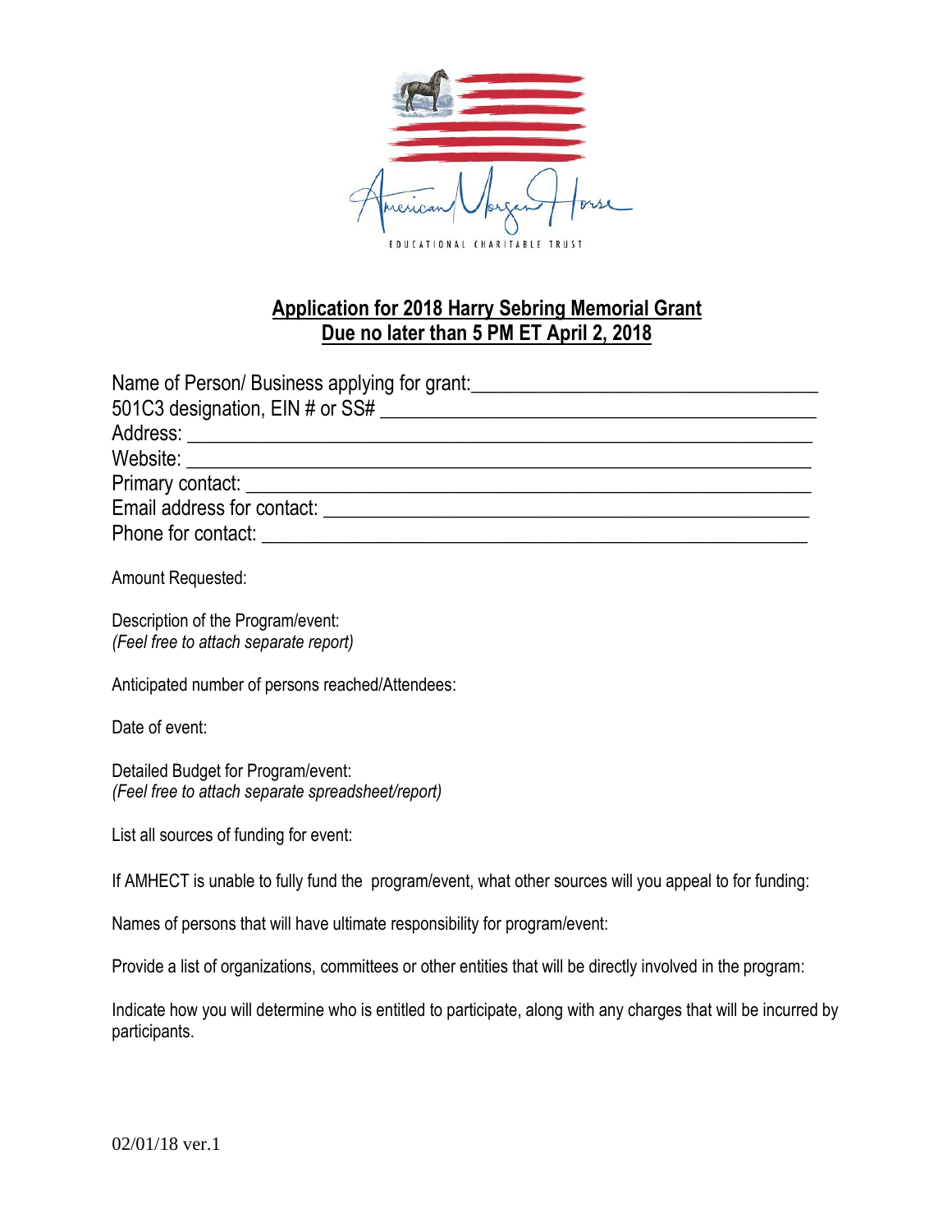American Morgan Horse

EDUCATIONAL CHARITABLE TRUST

## **Application for 2018 Harry Sebring Memorial Grant**
## **Due no later than 5 PM ET April 2, 2018**

Name of Person/ Business applying for grant: ___________________________________

501C3 designation, EIN # or SS# ___________________________________________

Address: ________________________________________________________________

Website: ________________________________________________________________

Primary contact: __________________________________________________________

Email address for contact: __________________________________________________

Phone for contact: ________________________________________________________

Amount Requested:

Description of the Program/event:
*(Feel free to attach separate report)*

Anticipated number of persons reached/Attendees:

Date of event:

Detailed Budget for Program/event:
*(Feel free to attach separate spreadsheet/report)*

List all sources of funding for event:

If AMHECT is unable to fully fund the program/event, what other sources will you appeal to for funding:

Names of persons that will have ultimate responsibility for program/event:

Provide a list of organizations, committees or other entities that will be directly involved in the program:

Indicate how you will determine who is entitled to participate, along with any charges that will be incurred by participants.

02/01/18 ver.1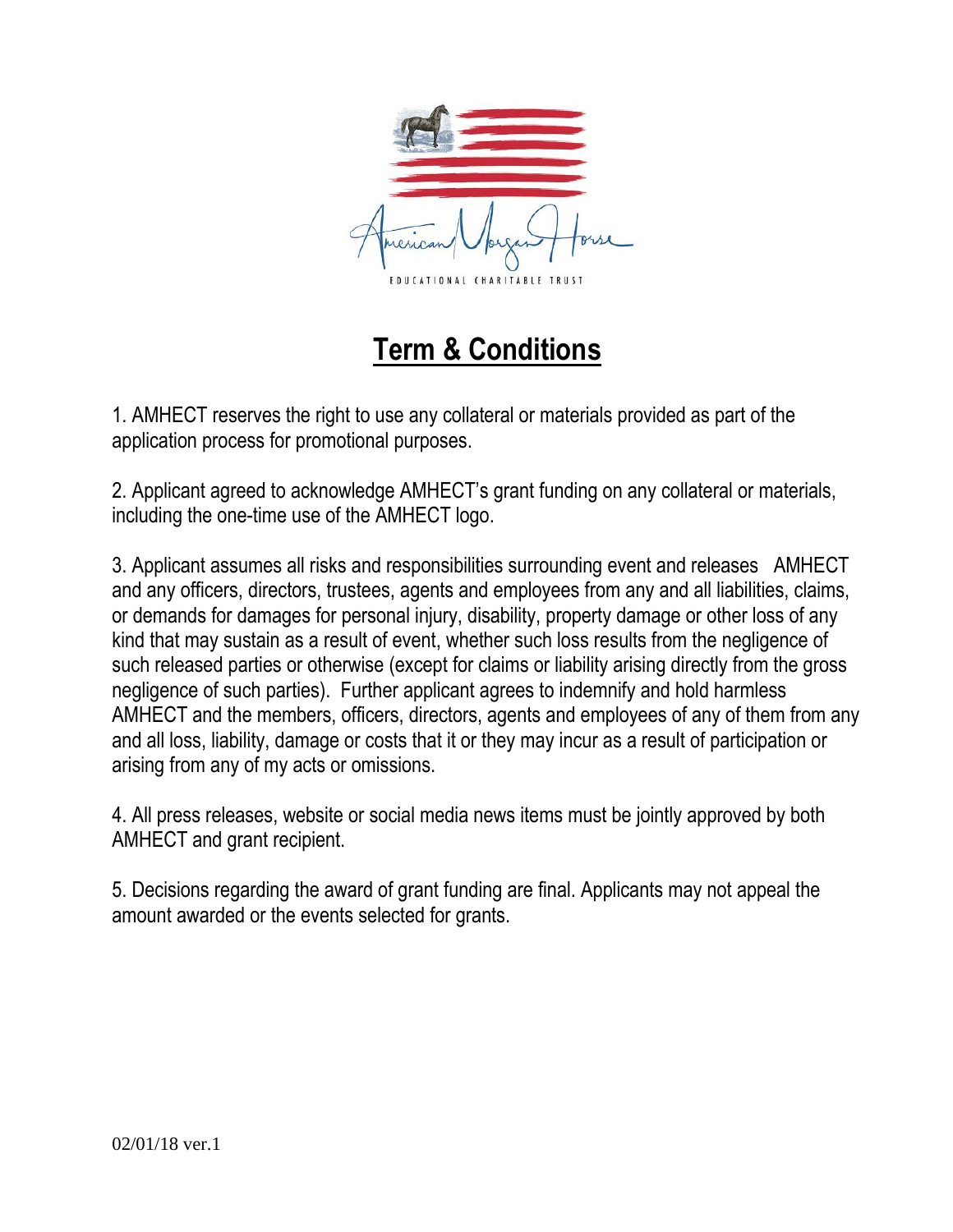# Term & Conditions

1. AMHECT reserves the right to use any collateral or materials provided as part of the application process for promotional purposes.

2. Applicant agreed to acknowledge AMHECT's grant funding on any collateral or materials, including the one-time use of the AMHECT logo.

3. Applicant assumes all risks and responsibilities surrounding event and releases AMHECT and any officers, directors, trustees, agents and employees from any and all liabilities, claims, or demands for damages for personal injury, disability, property damage or other loss of any kind that may sustain as a result of event, whether such loss results from the negligence of such released parties or otherwise (except for claims or liability arising directly from the gross negligence of such parties). Further applicant agrees to indemnify and hold harmless AMHECT and the members, officers, directors, agents and employees of any of them from any and all loss, liability, damage or costs that it or they may incur as a result of participation or arising from any of my acts or omissions.

4. All press releases, website or social media news items must be jointly approved by both AMHECT and grant recipient.

5. Decisions regarding the award of grant funding are final. Applicants may not appeal the amount awarded or the events selected for grants.

02/01/18 ver.1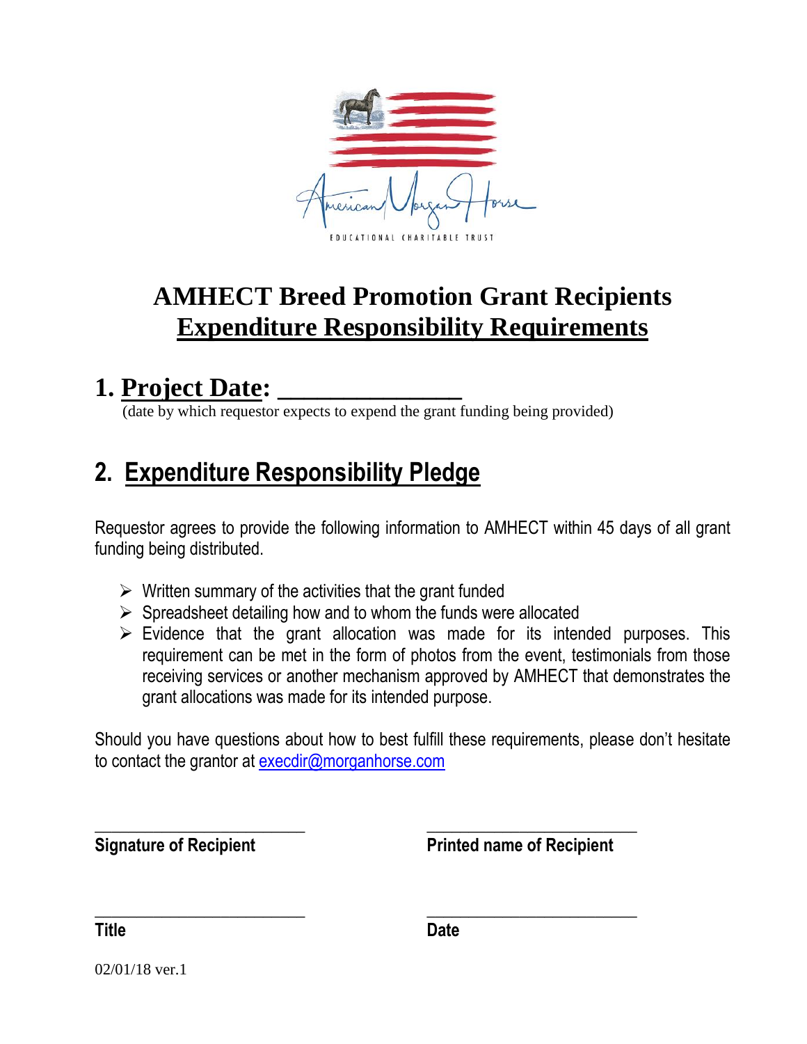AMERICAN MORGAN HORSE EDUCATIONAL CHARITABLE TRUST

# AMHECT Breed Promotion Grant Recipients
# Expenditure Responsibility Requirements

## 1. Project Date: ______________

(date by which requestor expects to expend the grant funding being provided)

## 2. Expenditure Responsibility Pledge

Requestor agrees to provide the following information to AMHECT within 45 days of all grant funding being distributed.

- Written summary of the activities that the grant funded
- Spreadsheet detailing how and to whom the funds were allocated
- Evidence that the grant allocation was made for its intended purposes. This requirement can be met in the form of photos from the event, testimonials from those receiving services or another mechanism approved by AMHECT that demonstrates the grant allocations was made for its intended purpose.

Should you have questions about how to best fulfill these requirements, please don't hesitate to contact the grantor at execdir@morganhorse.com

_________________________ &nbsp;&nbsp;&nbsp;&nbsp;&nbsp;&nbsp; _________________________

**Signature of Recipient** &nbsp;&nbsp;&nbsp;&nbsp;&nbsp;&nbsp; **Printed name of Recipient**

_________________________ &nbsp;&nbsp;&nbsp;&nbsp;&nbsp;&nbsp; _________________________

**Title** &nbsp;&nbsp;&nbsp;&nbsp;&nbsp;&nbsp; **Date**

02/01/18 ver.1